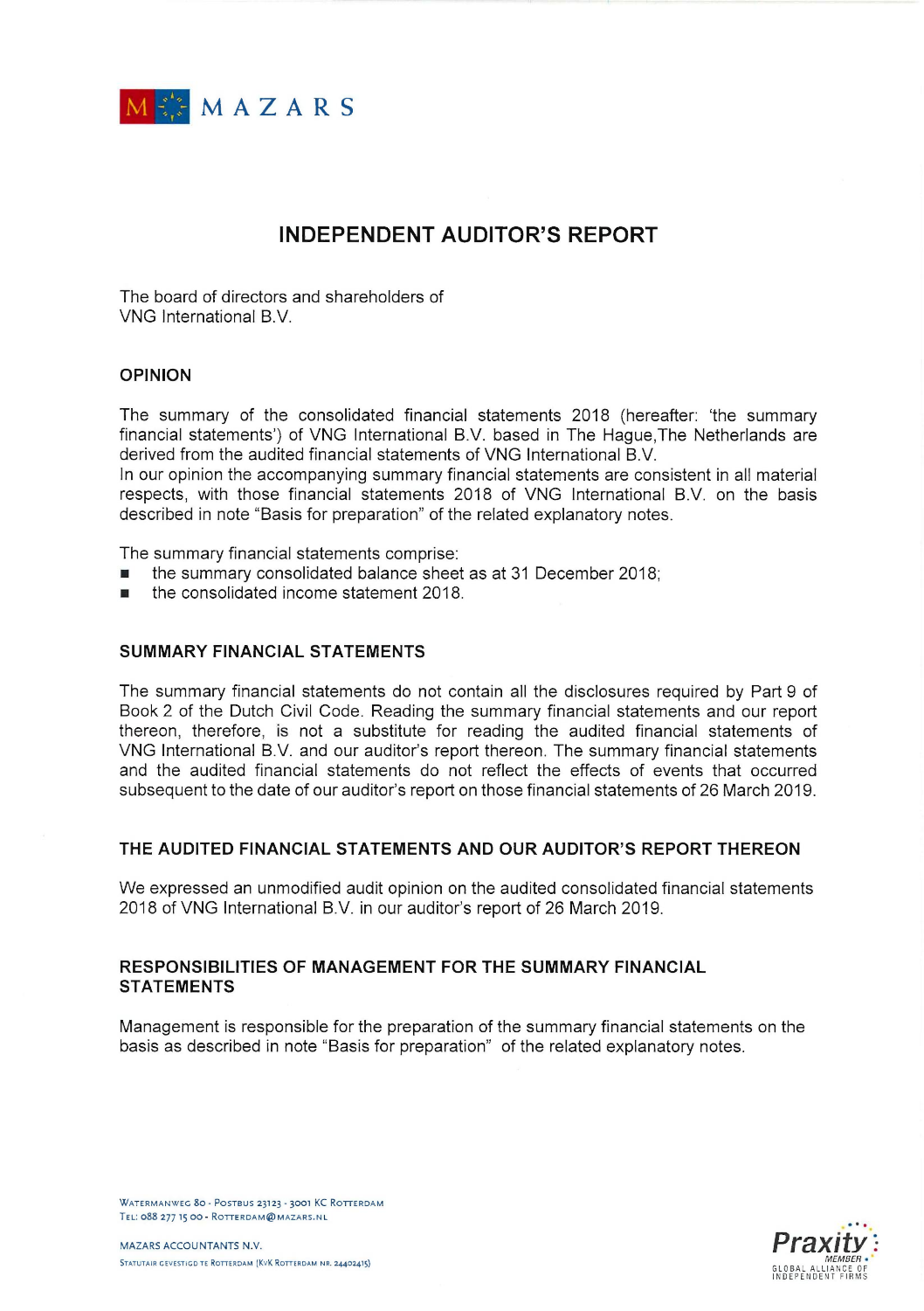# INDEPENDENT AUDITOR'S REPORT

The board of directors and shareholders of
VNG International B.V.

## OPINION

The summary of the consolidated financial statements 2018 (hereafter: 'the summary financial statements') of VNG International B.V. based in The Hague,The Netherlands are derived from the audited financial statements of VNG International B.V.
In our opinion the accompanying summary financial statements are consistent in all material respects, with those financial statements 2018 of VNG International B.V. on the basis described in note "Basis for preparation" of the related explanatory notes.

The summary financial statements comprise:

- the summary consolidated balance sheet as at 31 December 2018;
- the consolidated income statement 2018.

## SUMMARY FINANCIAL STATEMENTS

The summary financial statements do not contain all the disclosures required by Part 9 of Book 2 of the Dutch Civil Code. Reading the summary financial statements and our report thereon, therefore, is not a substitute for reading the audited financial statements of VNG International B.V. and our auditor's report thereon. The summary financial statements and the audited financial statements do not reflect the effects of events that occurred subsequent to the date of our auditor's report on those financial statements of 26 March 2019.

## THE AUDITED FINANCIAL STATEMENTS AND OUR AUDITOR'S REPORT THEREON

We expressed an unmodified audit opinion on the audited consolidated financial statements 2018 of VNG International B.V. in our auditor's report of 26 March 2019.

## RESPONSIBILITIES OF MANAGEMENT FOR THE SUMMARY FINANCIAL STATEMENTS

Management is responsible for the preparation of the summary financial statements on the basis as described in note "Basis for preparation" of the related explanatory notes.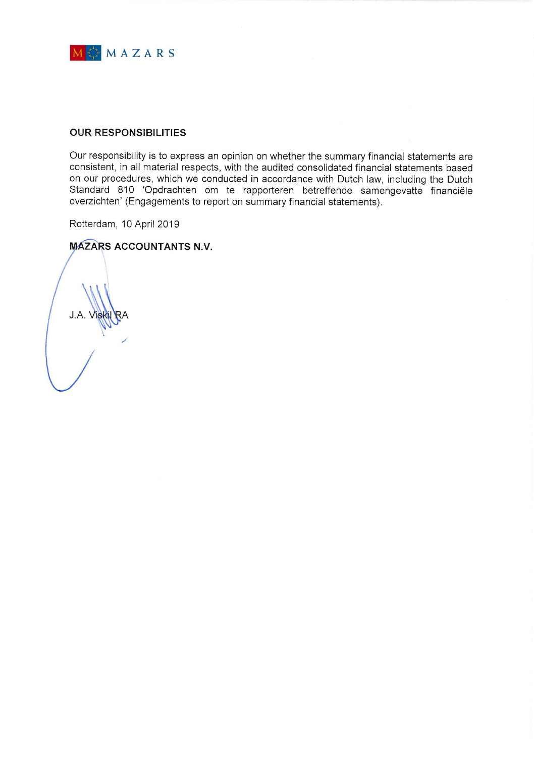## OUR RESPONSIBILITIES

Our responsibility is to express an opinion on whether the summary financial statements are consistent, in all material respects, with the audited consolidated financial statements based on our procedures, which we conducted in accordance with Dutch law, including the Dutch Standard 810 'Opdrachten om te rapporteren betreffende samengevatte financiële overzichten' (Engagements to report on summary financial statements).

Rotterdam, 10 April 2019

**MAZARS ACCOUNTANTS N.V.**

J.A. Viskil RA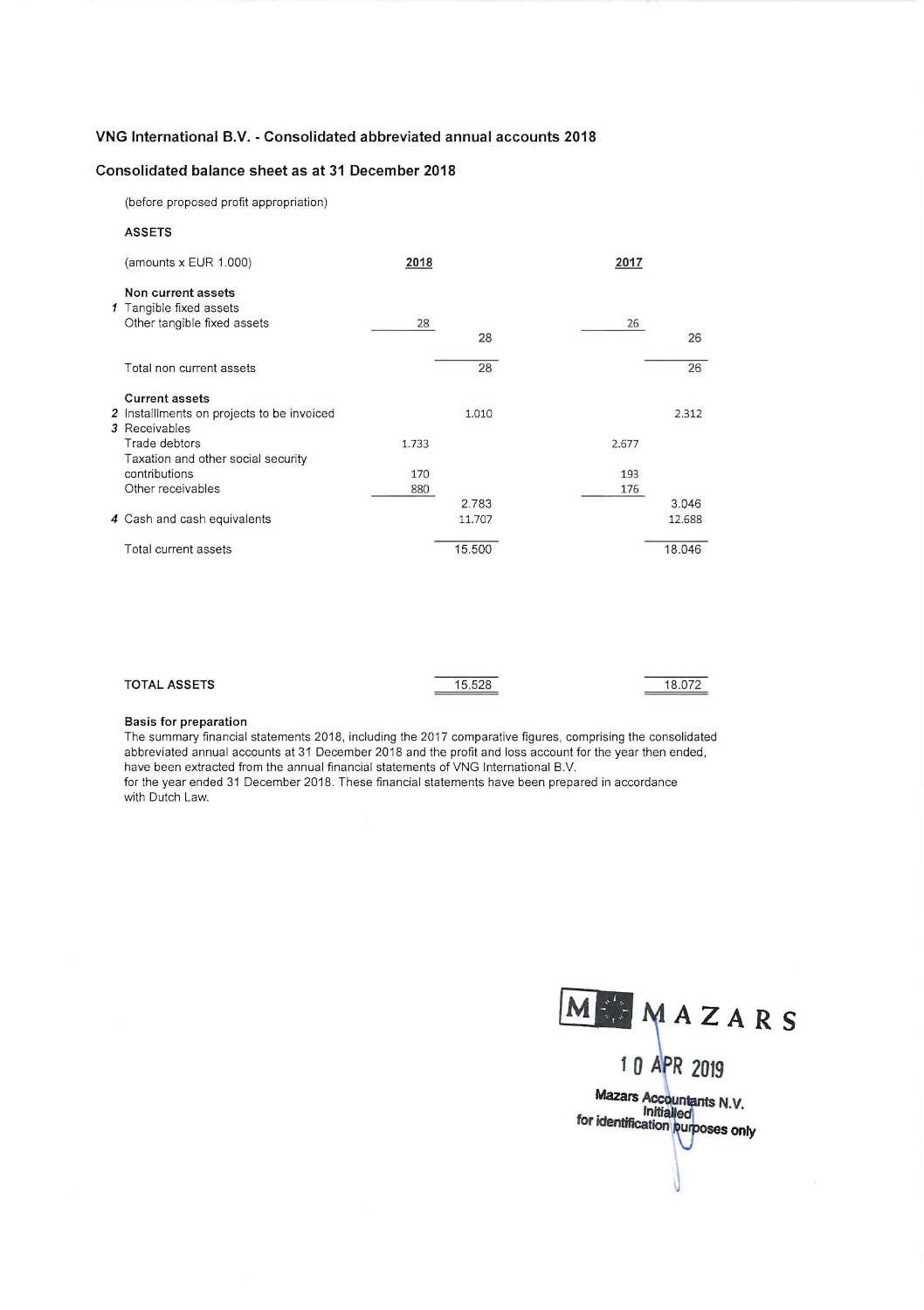## VNG International B.V. - Consolidated abbreviated annual accounts 2018

### Consolidated balance sheet as at 31 December 2018

(before proposed profit appropriation)

**ASSETS**

| (amounts x EUR 1.000) | 2018 | | 2017 | |
|---|---|---|---|---|
| **Non current assets** | | | | |
| 1 Tangible fixed assets | | | | |
| Other tangible fixed assets | 28 | | 26 | |
| | | 28 | | 26 |
| Total non current assets | | 28 | | 26 |
| **Current assets** | | | | |
| 2 Installments on projects to be invoiced | | 1.010 | | 2.312 |
| 3 Receivables | | | | |
| Trade debtors | 1.733 | | 2.677 | |
| Taxation and other social security contributions | 170 | | 193 | |
| Other receivables | 880 | | 176 | |
| | | 2.783 | | 3.046 |
| 4 Cash and cash equivalents | | 11.707 | | 12.688 |
| Total current assets | | 15.500 | | 18.046 |
| **TOTAL ASSETS** | | 15.528 | | 18.072 |

**Basis for preparation**

The summary financial statements 2018, including the 2017 comparative figures, comprising the consolidated abbreviated annual accounts at 31 December 2018 and the profit and loss account for the year then ended, have been extracted from the annual financial statements of VNG International B.V.
for the year ended 31 December 2018. These financial statements have been prepared in accordance with Dutch Law.

MAZARS
10 APR 2019
Mazars Accountants N.V.
Initialled
for identification purposes only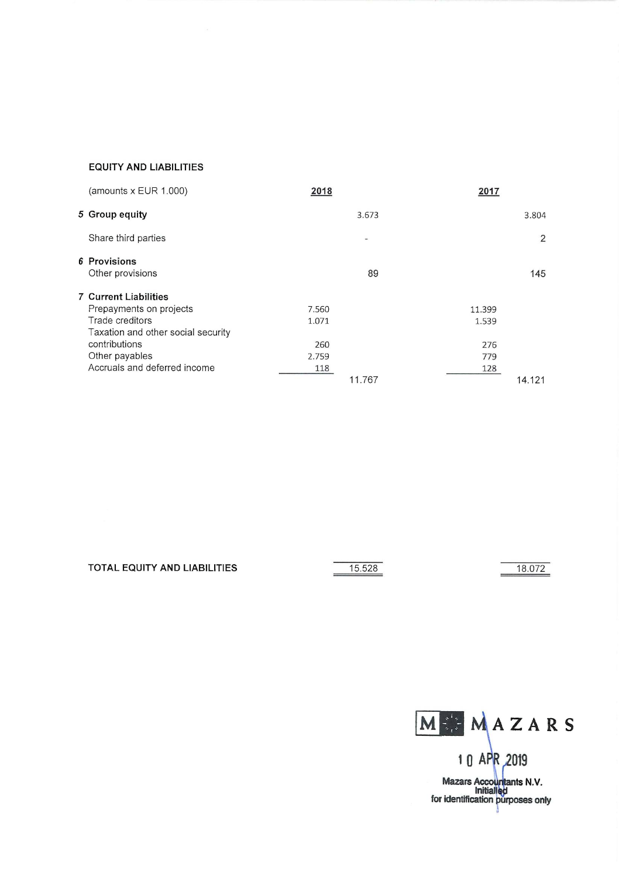## EQUITY AND LIABILITIES

| (amounts x EUR 1.000) | 2018 | | 2017 | |
|---|---|---|---|---|
| **5 Group equity** | | 3.673 | | 3.804 |
| Share third parties | | - | | 2 |
| **6 Provisions** | | | | |
| Other provisions | | 89 | | 145 |
| **7 Current Liabilities** | | | | |
| Prepayments on projects | 7.560 | | 11.399 | |
| Trade creditors | 1.071 | | 1.539 | |
| Taxation and other social security contributions | 260 | | 276 | |
| Other payables | 2.759 | | 779 | |
| Accruals and deferred income | 118 | | 128 | |
| | | 11.767 | | 14.121 |
| **TOTAL EQUITY AND LIABILITIES** | | 15.528 | | 18.072 |

MAZARS
10 APR 2019
Mazars Accountants N.V.
Initialled
for identification purposes only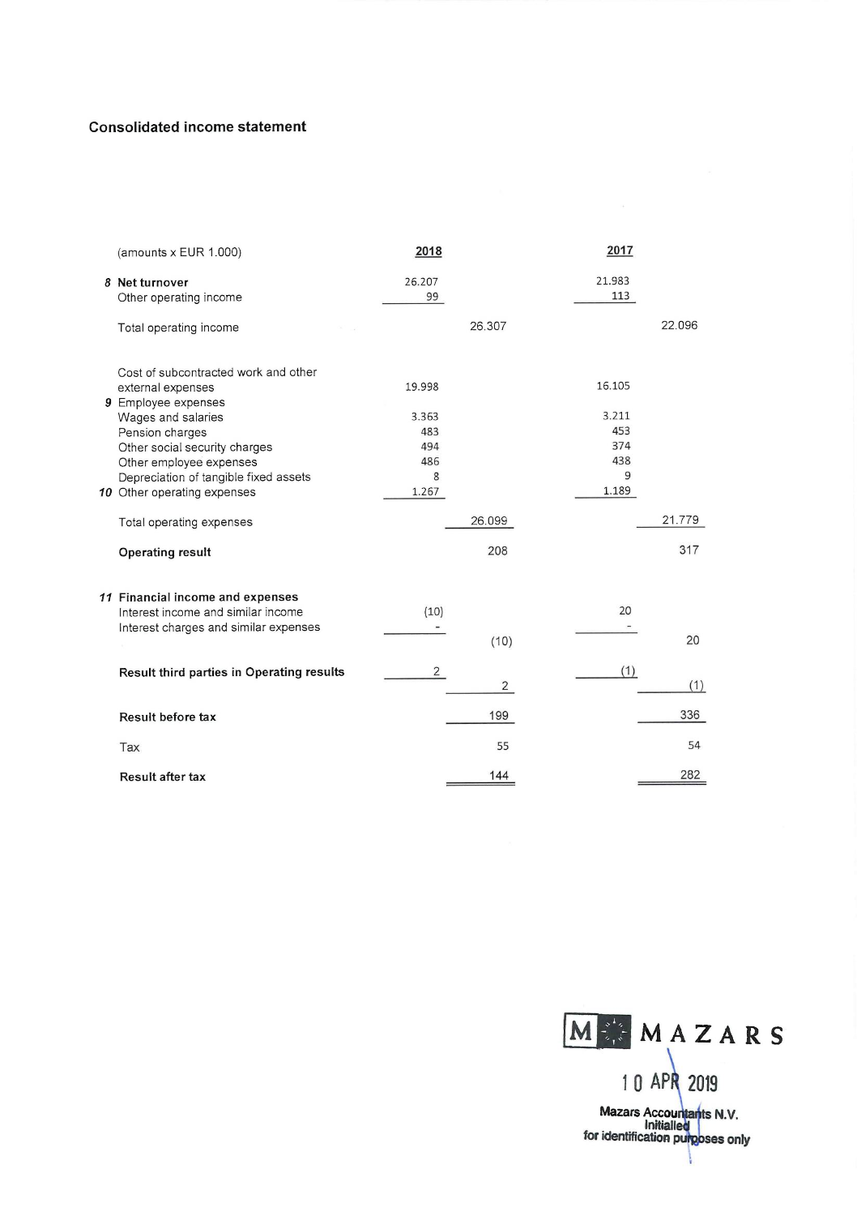## Consolidated income statement

| | (amounts x EUR 1.000) | 2018 | | 2017 | |
|---|---|---|---|---|---|
| 8 | **Net turnover** | 26.207 | | 21.983 | |
| | Other operating income | 99 | | 113 | |
| | Total operating income | | 26.307 | | 22.096 |
| | Cost of subcontracted work and other external expenses | 19.998 | | 16.105 | |
| 9 | Employee expenses | | | | |
| | Wages and salaries | 3.363 | | 3.211 | |
| | Pension charges | 483 | | 453 | |
| | Other social security charges | 494 | | 374 | |
| | Other employee expenses | 486 | | 438 | |
| | Depreciation of tangible fixed assets | 8 | | 9 | |
| 10 | Other operating expenses | 1.267 | | 1.189 | |
| | Total operating expenses | | 26.099 | | 21.779 |
| | **Operating result** | | 208 | | 317 |
| 11 | **Financial income and expenses** | | | | |
| | Interest income and similar income | (10) | | 20 | |
| | Interest charges and similar expenses | - | | - | |
| | | | (10) | | 20 |
| | **Result third parties in Operating results** | 2 | 2 | (1) | (1) |
| | **Result before tax** | | 199 | | 336 |
| | Tax | | 55 | | 54 |
| | **Result after tax** | | 144 | | 282 |

MAZARS

10 APR 2019

Mazars Accountants N.V.
Initialled
for identification purposes only